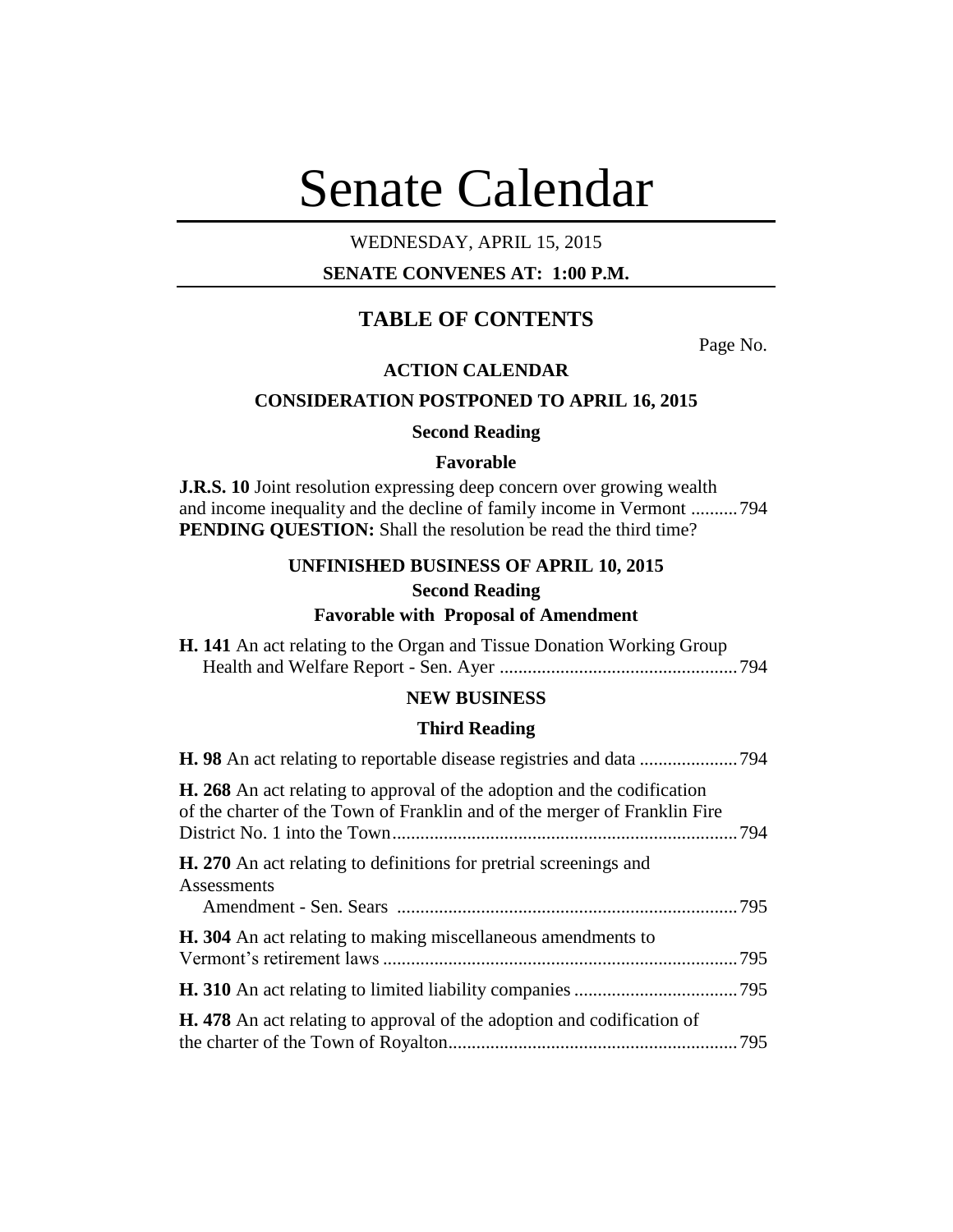# Senate Calendar

WEDNESDAY, APRIL 15, 2015

**SENATE CONVENES AT: 1:00 P.M.**

## TABLE OF CONTENTS

Page No.

### ACTION CALENDAR

### CONSIDERATION POSTPONED TO APRIL 16, 2015

#### Second Reading

#### Favorable

**J.R.S. 10** Joint resolution expressing deep concern over growing wealth and income inequality and the decline of family income in Vermont .......... 794

**PENDING QUESTION:** Shall the resolution be read the third time?

### UNFINISHED BUSINESS OF APRIL 10, 2015

#### Second Reading

#### Favorable with Proposal of Amendment

**H. 141** An act relating to the Organ and Tissue Donation Working Group Health and Welfare Report - Sen. Ayer .................................................. 794

### NEW BUSINESS

#### Third Reading

**H. 98** An act relating to reportable disease registries and data ..................... 794

**H. 268** An act relating to approval of the adoption and the codification of the charter of the Town of Franklin and of the merger of Franklin Fire District No. 1 into the Town......................................................................... 794

**H. 270** An act relating to definitions for pretrial screenings and Assessments

Amendment - Sen. Sears ........................................................................ 795

**H. 304** An act relating to making miscellaneous amendments to Vermont's retirement laws ........................................................................... 795

**H. 310** An act relating to limited liability companies .................................. 795

**H. 478** An act relating to approval of the adoption and codification of the charter of the Town of Royalton.............................................................. 795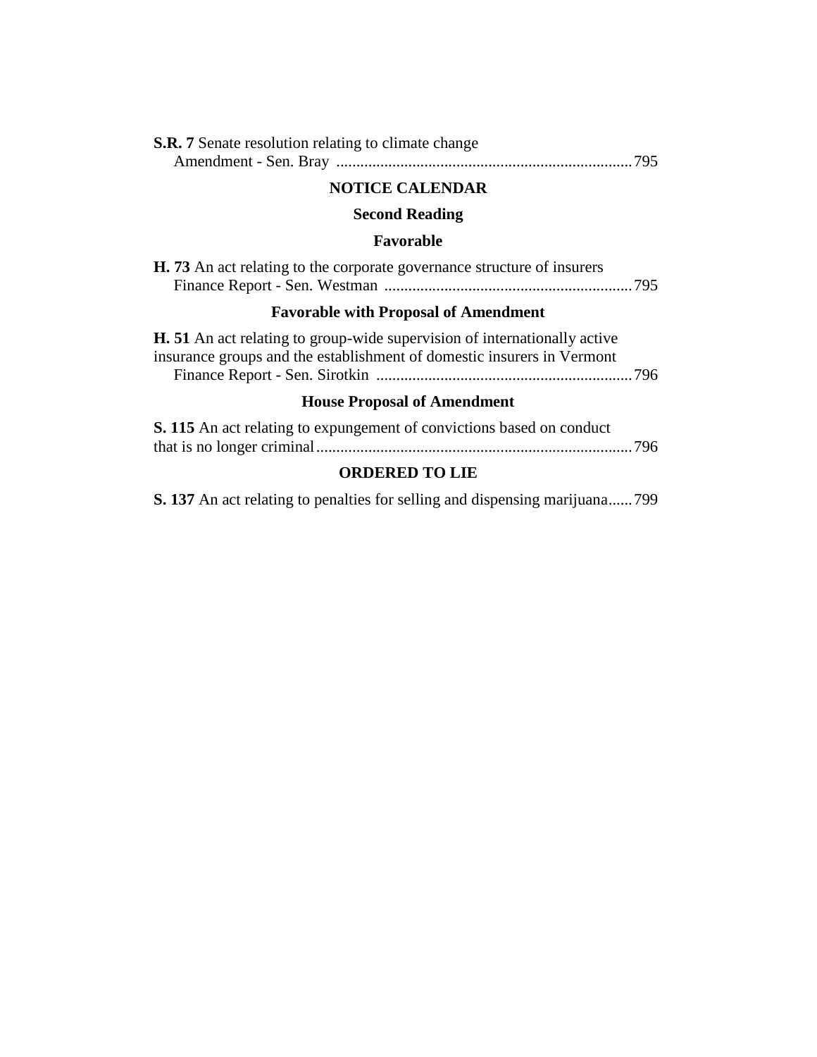**S.R. 7** Senate resolution relating to climate change
Amendment - Sen. Bray ........................................................................795

## NOTICE CALENDAR

### Second Reading

### Favorable

**H. 73** An act relating to the corporate governance structure of insurers
Finance Report - Sen. Westman ............................................................795

### Favorable with Proposal of Amendment

**H. 51** An act relating to group-wide supervision of internationally active insurance groups and the establishment of domestic insurers in Vermont
Finance Report - Sen. Sirotkin ..............................................................796

### House Proposal of Amendment

**S. 115** An act relating to expungement of convictions based on conduct that is no longer criminal..............................................................................796

## ORDERED TO LIE

**S. 137** An act relating to penalties for selling and dispensing marijuana......799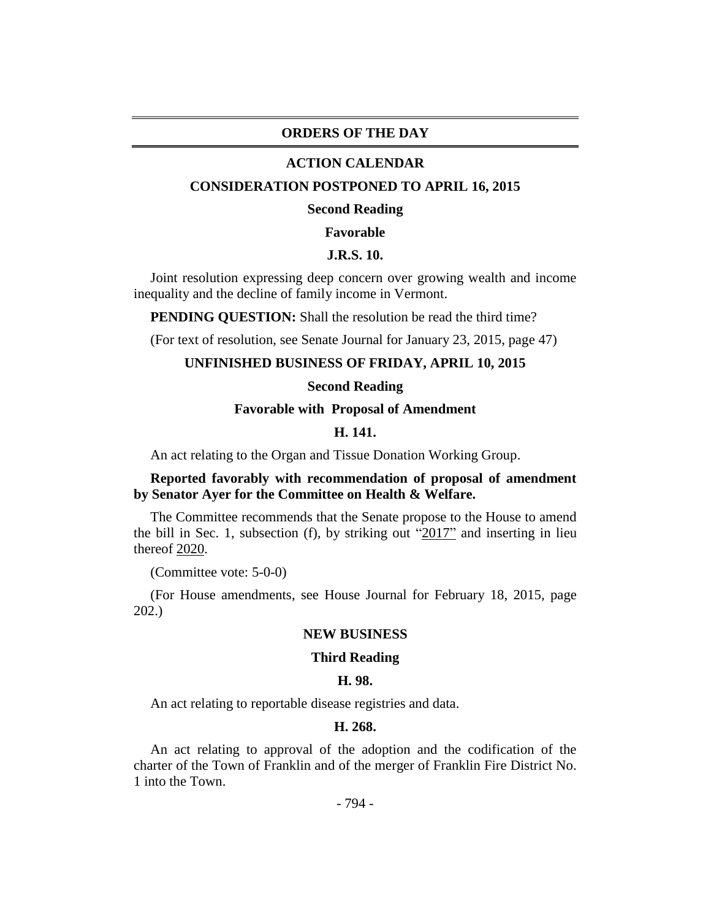# ORDERS OF THE DAY

## ACTION CALENDAR

### CONSIDERATION POSTPONED TO APRIL 16, 2015

**Second Reading**

**Favorable**

**J.R.S. 10.**

Joint resolution expressing deep concern over growing wealth and income inequality and the decline of family income in Vermont.

**PENDING QUESTION:** Shall the resolution be read the third time?

(For text of resolution, see Senate Journal for January 23, 2015, page 47)

### UNFINISHED BUSINESS OF FRIDAY, APRIL 10, 2015

**Second Reading**

**Favorable with Proposal of Amendment**

**H. 141.**

An act relating to the Organ and Tissue Donation Working Group.

**Reported favorably with recommendation of proposal of amendment by Senator Ayer for the Committee on Health & Welfare.**

The Committee recommends that the Senate propose to the House to amend the bill in Sec. 1, subsection (f), by striking out "2017" and inserting in lieu thereof 2020.

(Committee vote: 5-0-0)

(For House amendments, see House Journal for February 18, 2015, page 202.)

### NEW BUSINESS

**Third Reading**

**H. 98.**

An act relating to reportable disease registries and data.

**H. 268.**

An act relating to approval of the adoption and the codification of the charter of the Town of Franklin and of the merger of Franklin Fire District No. 1 into the Town.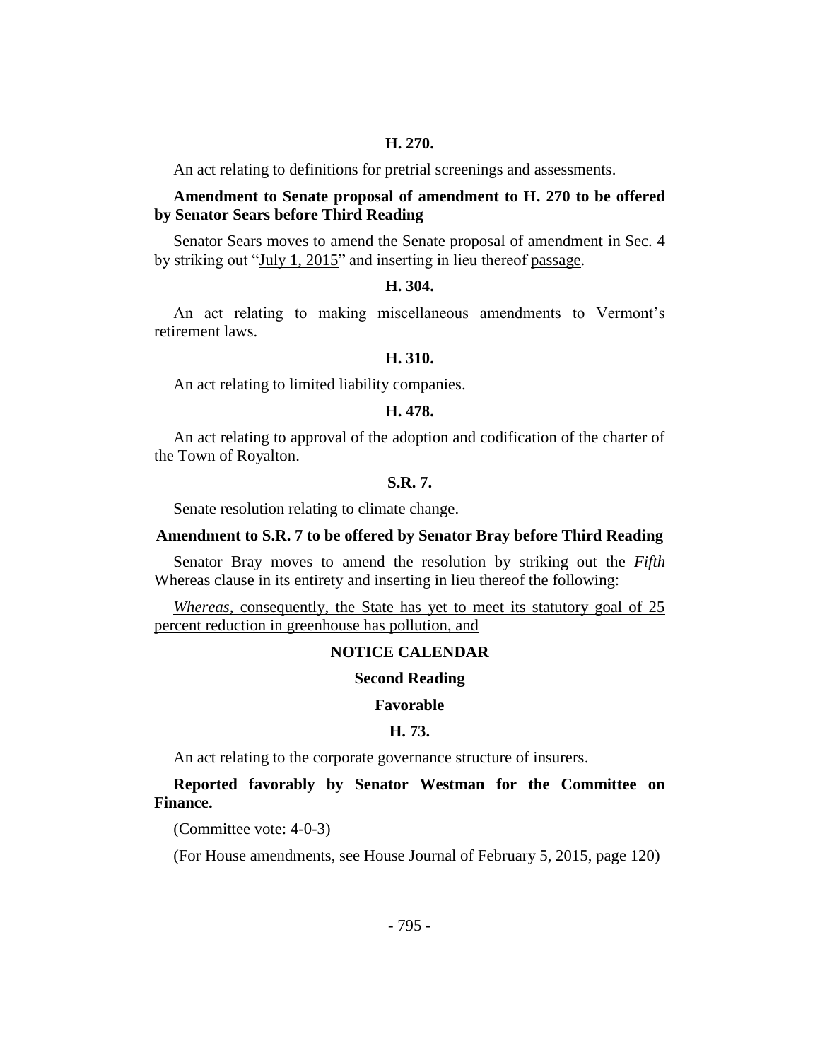**H. 270.**

An act relating to definitions for pretrial screenings and assessments.

**Amendment to Senate proposal of amendment to H. 270 to be offered by Senator Sears before Third Reading**

Senator Sears moves to amend the Senate proposal of amendment in Sec. 4 by striking out "July 1, 2015" and inserting in lieu thereof passage.

**H. 304.**

An act relating to making miscellaneous amendments to Vermont's retirement laws.

**H. 310.**

An act relating to limited liability companies.

**H. 478.**

An act relating to approval of the adoption and codification of the charter of the Town of Royalton.

**S.R. 7.**

Senate resolution relating to climate change.

**Amendment to S.R. 7 to be offered by Senator Bray before Third Reading**

Senator Bray moves to amend the resolution by striking out the *Fifth* Whereas clause in its entirety and inserting in lieu thereof the following:

*Whereas*, consequently, the State has yet to meet its statutory goal of 25 percent reduction in greenhouse has pollution, and

## NOTICE CALENDAR

### Second Reading

### Favorable

**H. 73.**

An act relating to the corporate governance structure of insurers.

**Reported favorably by Senator Westman for the Committee on Finance.**

(Committee vote: 4-0-3)

(For House amendments, see House Journal of February 5, 2015, page 120)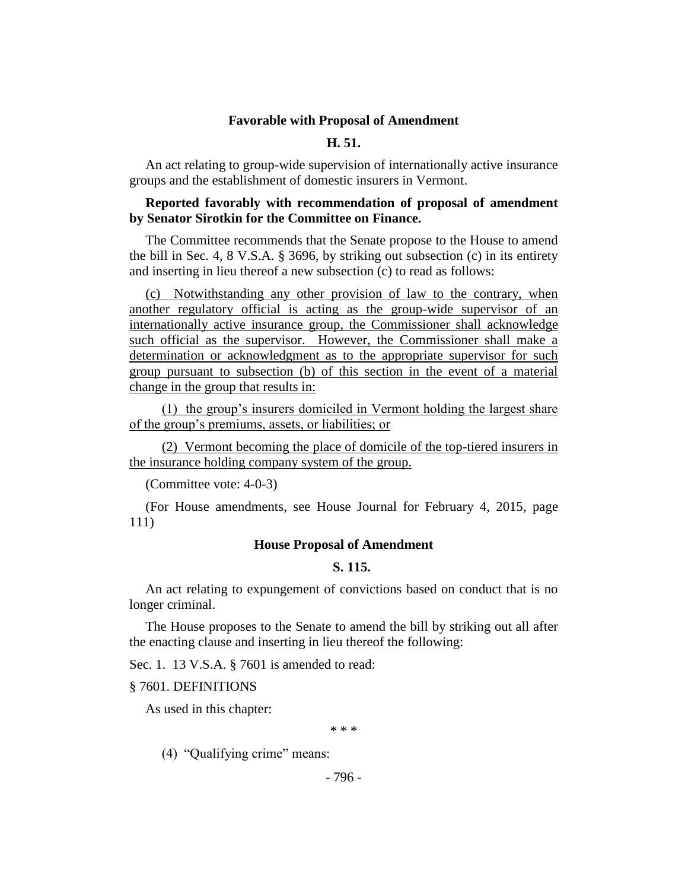### Favorable with Proposal of Amendment

### H. 51.

An act relating to group-wide supervision of internationally active insurance groups and the establishment of domestic insurers in Vermont.

**Reported favorably with recommendation of proposal of amendment by Senator Sirotkin for the Committee on Finance.**

The Committee recommends that the Senate propose to the House to amend the bill in Sec. 4, 8 V.S.A. § 3696, by striking out subsection (c) in its entirety and inserting in lieu thereof a new subsection (c) to read as follows:

<u>(c) Notwithstanding any other provision of law to the contrary, when another regulatory official is acting as the group-wide supervisor of an internationally active insurance group, the Commissioner shall acknowledge such official as the supervisor. However, the Commissioner shall make a determination or acknowledgment as to the appropriate supervisor for such group pursuant to subsection (b) of this section in the event of a material change in the group that results in:</u>

<u>(1) the group's insurers domiciled in Vermont holding the largest share of the group's premiums, assets, or liabilities; or</u>

<u>(2) Vermont becoming the place of domicile of the top-tiered insurers in the insurance holding company system of the group.</u>

(Committee vote: 4-0-3)

(For House amendments, see House Journal for February 4, 2015, page 111)

### House Proposal of Amendment

### S. 115.

An act relating to expungement of convictions based on conduct that is no longer criminal.

The House proposes to the Senate to amend the bill by striking out all after the enacting clause and inserting in lieu thereof the following:

Sec. 1. 13 V.S.A. § 7601 is amended to read:

§ 7601. DEFINITIONS

As used in this chapter:

\* \* \*

(4) "Qualifying crime" means: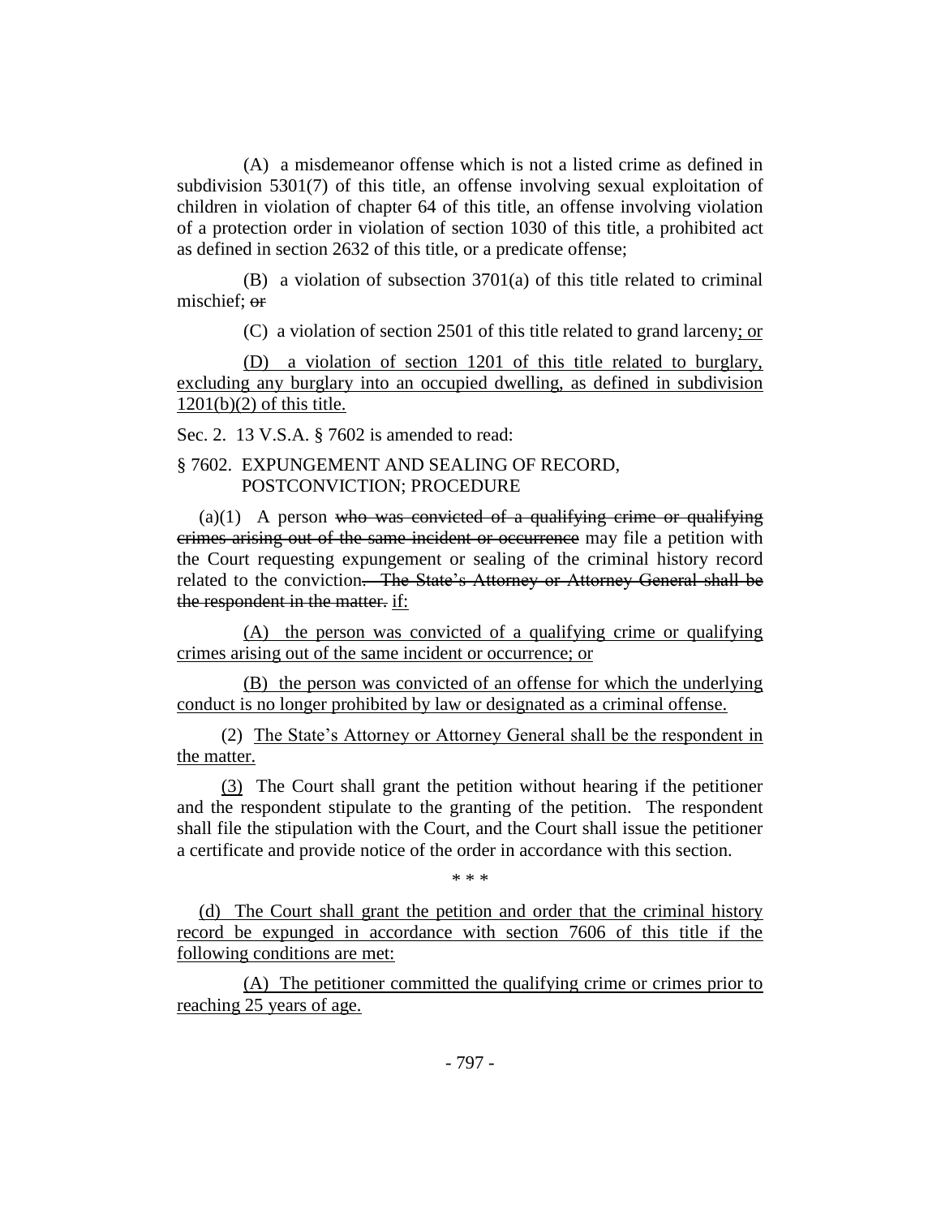(A) a misdemeanor offense which is not a listed crime as defined in subdivision 5301(7) of this title, an offense involving sexual exploitation of children in violation of chapter 64 of this title, an offense involving violation of a protection order in violation of section 1030 of this title, a prohibited act as defined in section 2632 of this title, or a predicate offense;

(B) a violation of subsection 3701(a) of this title related to criminal mischief; ~~or~~

(C) a violation of section 2501 of this title related to grand larceny; or

(D) a violation of section 1201 of this title related to burglary, excluding any burglary into an occupied dwelling, as defined in subdivision 1201(b)(2) of this title.

Sec. 2. 13 V.S.A. § 7602 is amended to read:

§ 7602. EXPUNGEMENT AND SEALING OF RECORD, POSTCONVICTION; PROCEDURE

(a)(1) A person ~~who was convicted of a qualifying crime or qualifying crimes arising out of the same incident or occurrence~~ may file a petition with the Court requesting expungement or sealing of the criminal history record related to the conviction~~. The State's Attorney or Attorney General shall be the respondent in the matter.~~ if:

(A) the person was convicted of a qualifying crime or qualifying crimes arising out of the same incident or occurrence; or

(B) the person was convicted of an offense for which the underlying conduct is no longer prohibited by law or designated as a criminal offense.

(2) The State's Attorney or Attorney General shall be the respondent in the matter.

(3) The Court shall grant the petition without hearing if the petitioner and the respondent stipulate to the granting of the petition. The respondent shall file the stipulation with the Court, and the Court shall issue the petitioner a certificate and provide notice of the order in accordance with this section.

\* \* \*

(d) The Court shall grant the petition and order that the criminal history record be expunged in accordance with section 7606 of this title if the following conditions are met:

(A) The petitioner committed the qualifying crime or crimes prior to reaching 25 years of age.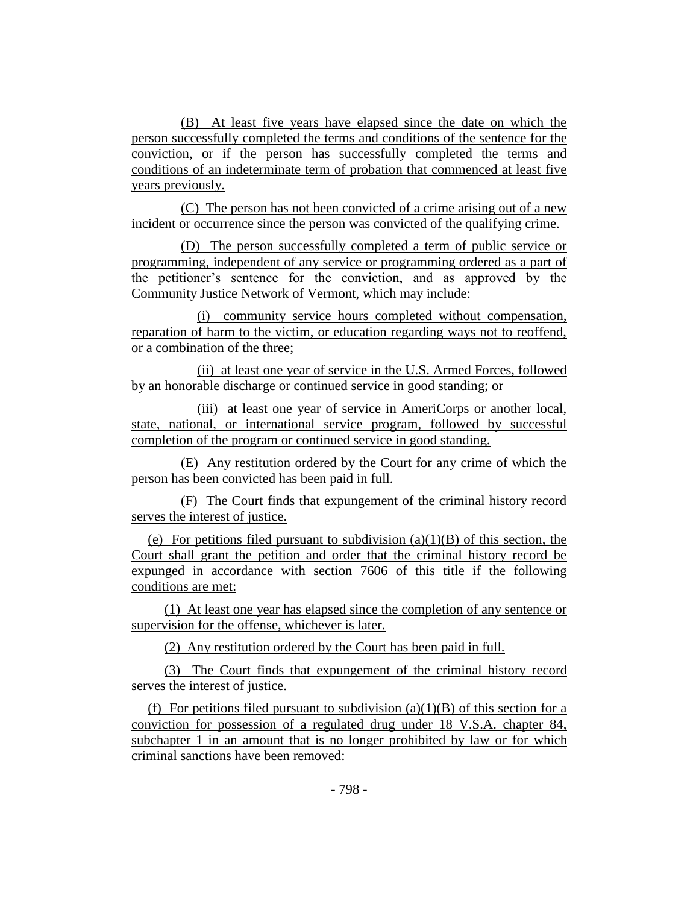(B) At least five years have elapsed since the date on which the person successfully completed the terms and conditions of the sentence for the conviction, or if the person has successfully completed the terms and conditions of an indeterminate term of probation that commenced at least five years previously.

(C) The person has not been convicted of a crime arising out of a new incident or occurrence since the person was convicted of the qualifying crime.

(D) The person successfully completed a term of public service or programming, independent of any service or programming ordered as a part of the petitioner's sentence for the conviction, and as approved by the Community Justice Network of Vermont, which may include:

(i) community service hours completed without compensation, reparation of harm to the victim, or education regarding ways not to reoffend, or a combination of the three;

(ii) at least one year of service in the U.S. Armed Forces, followed by an honorable discharge or continued service in good standing; or

(iii) at least one year of service in AmeriCorps or another local, state, national, or international service program, followed by successful completion of the program or continued service in good standing.

(E) Any restitution ordered by the Court for any crime of which the person has been convicted has been paid in full.

(F) The Court finds that expungement of the criminal history record serves the interest of justice.

(e) For petitions filed pursuant to subdivision (a)(1)(B) of this section, the Court shall grant the petition and order that the criminal history record be expunged in accordance with section 7606 of this title if the following conditions are met:

(1) At least one year has elapsed since the completion of any sentence or supervision for the offense, whichever is later.

(2) Any restitution ordered by the Court has been paid in full.

(3) The Court finds that expungement of the criminal history record serves the interest of justice.

(f) For petitions filed pursuant to subdivision (a)(1)(B) of this section for a conviction for possession of a regulated drug under 18 V.S.A. chapter 84, subchapter 1 in an amount that is no longer prohibited by law or for which criminal sanctions have been removed: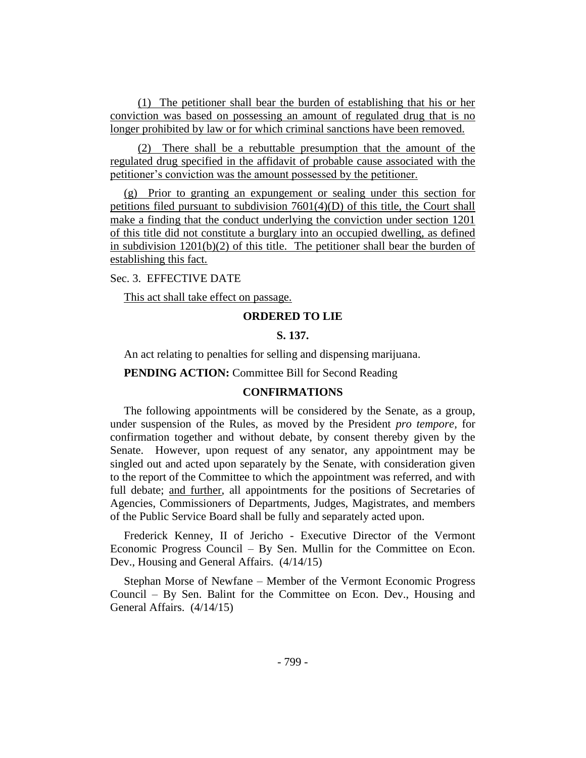(1) The petitioner shall bear the burden of establishing that his or her conviction was based on possessing an amount of regulated drug that is no longer prohibited by law or for which criminal sanctions have been removed.

(2) There shall be a rebuttable presumption that the amount of the regulated drug specified in the affidavit of probable cause associated with the petitioner's conviction was the amount possessed by the petitioner.

(g) Prior to granting an expungement or sealing under this section for petitions filed pursuant to subdivision 7601(4)(D) of this title, the Court shall make a finding that the conduct underlying the conviction under section 1201 of this title did not constitute a burglary into an occupied dwelling, as defined in subdivision 1201(b)(2) of this title. The petitioner shall bear the burden of establishing this fact.

Sec. 3. EFFECTIVE DATE

This act shall take effect on passage.

### ORDERED TO LIE

### S. 137.

An act relating to penalties for selling and dispensing marijuana.

**PENDING ACTION:** Committee Bill for Second Reading

### CONFIRMATIONS

The following appointments will be considered by the Senate, as a group, under suspension of the Rules, as moved by the President *pro tempore,* for confirmation together and without debate, by consent thereby given by the Senate. However, upon request of any senator, any appointment may be singled out and acted upon separately by the Senate, with consideration given to the report of the Committee to which the appointment was referred, and with full debate; and further, all appointments for the positions of Secretaries of Agencies, Commissioners of Departments, Judges, Magistrates, and members of the Public Service Board shall be fully and separately acted upon.

Frederick Kenney, II of Jericho - Executive Director of the Vermont Economic Progress Council – By Sen. Mullin for the Committee on Econ. Dev., Housing and General Affairs. (4/14/15)

Stephan Morse of Newfane – Member of the Vermont Economic Progress Council – By Sen. Balint for the Committee on Econ. Dev., Housing and General Affairs. (4/14/15)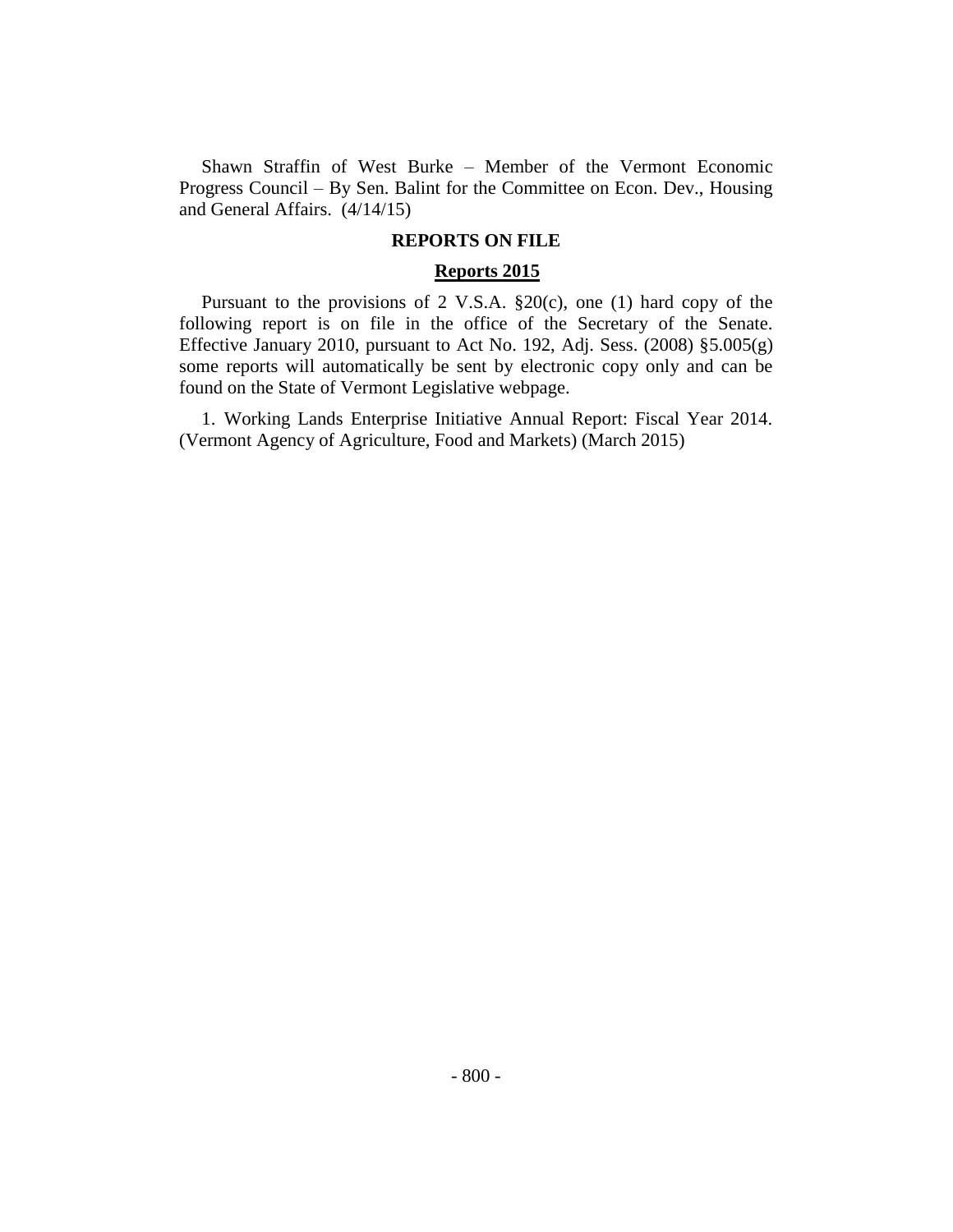Shawn Straffin of West Burke – Member of the Vermont Economic Progress Council – By Sen. Balint for the Committee on Econ. Dev., Housing and General Affairs. (4/14/15)

## REPORTS ON FILE

### Reports 2015

Pursuant to the provisions of 2 V.S.A. §20(c), one (1) hard copy of the following report is on file in the office of the Secretary of the Senate. Effective January 2010, pursuant to Act No. 192, Adj. Sess. (2008) §5.005(g) some reports will automatically be sent by electronic copy only and can be found on the State of Vermont Legislative webpage.

1. Working Lands Enterprise Initiative Annual Report: Fiscal Year 2014. (Vermont Agency of Agriculture, Food and Markets) (March 2015)